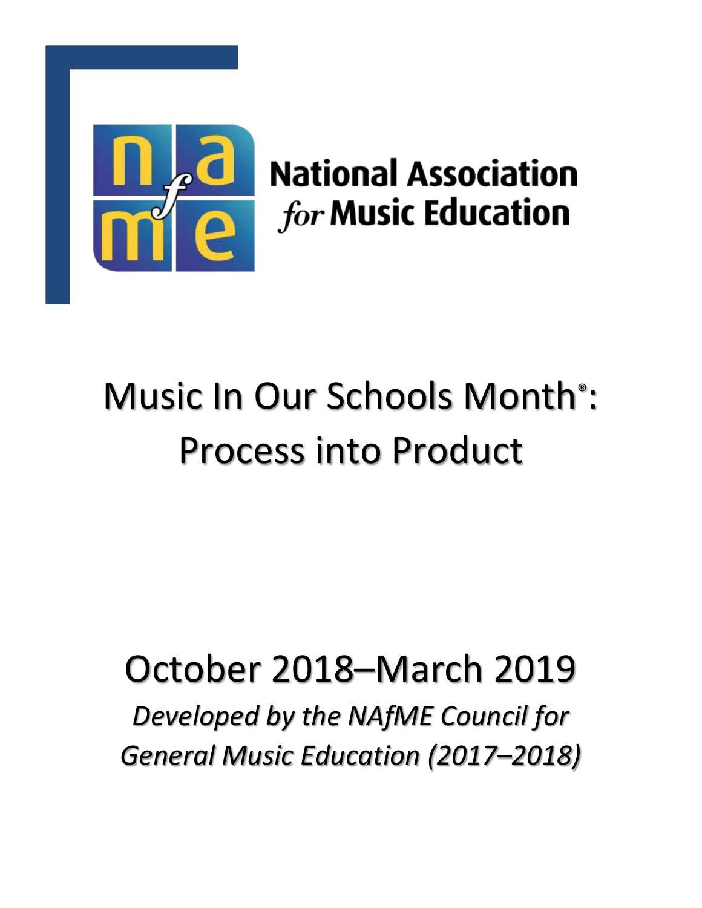National Association *for* Music Education

# Music In Our Schools Month®: Process into Product

## October 2018–March 2019

*Developed by the NAfME Council for General Music Education (2017–2018)*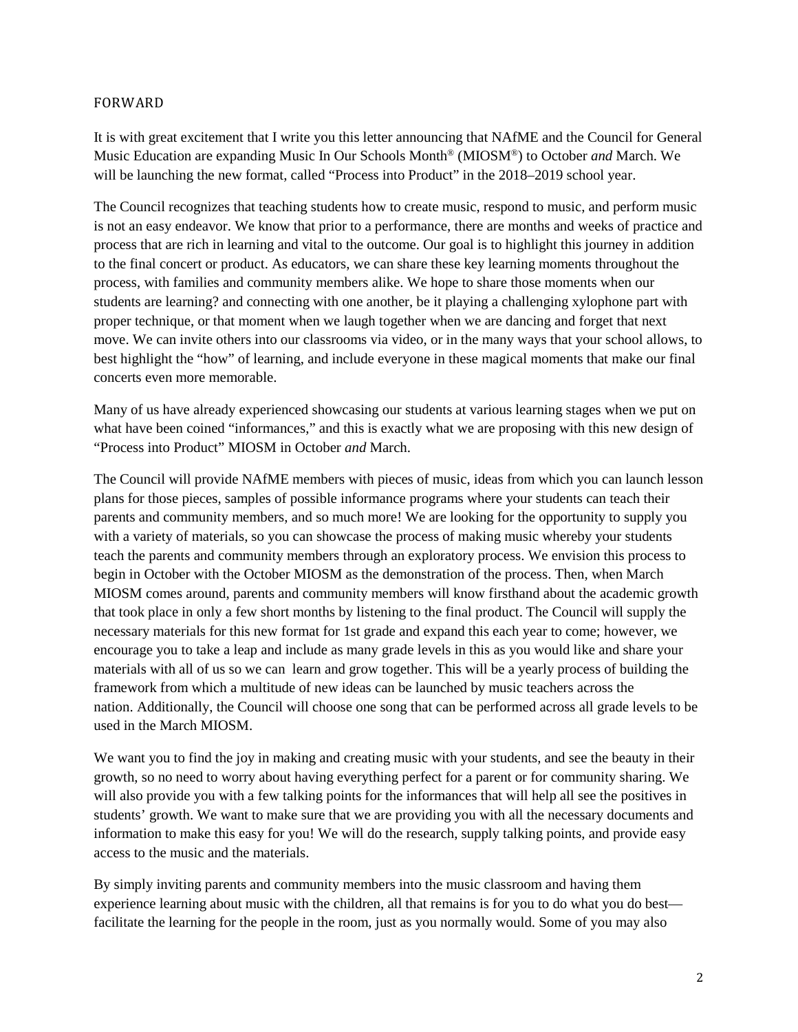## FORWARD

It is with great excitement that I write you this letter announcing that NAfME and the Council for General Music Education are expanding Music In Our Schools Month® (MIOSM®) to October *and* March. We will be launching the new format, called "Process into Product" in the 2018–2019 school year.

The Council recognizes that teaching students how to create music, respond to music, and perform music is not an easy endeavor. We know that prior to a performance, there are months and weeks of practice and process that are rich in learning and vital to the outcome. Our goal is to highlight this journey in addition to the final concert or product. As educators, we can share these key learning moments throughout the process, with families and community members alike. We hope to share those moments when our students are learning? and connecting with one another, be it playing a challenging xylophone part with proper technique, or that moment when we laugh together when we are dancing and forget that next move. We can invite others into our classrooms via video, or in the many ways that your school allows, to best highlight the "how" of learning, and include everyone in these magical moments that make our final concerts even more memorable.

Many of us have already experienced showcasing our students at various learning stages when we put on what have been coined "informances," and this is exactly what we are proposing with this new design of "Process into Product" MIOSM in October *and* March.

The Council will provide NAfME members with pieces of music, ideas from which you can launch lesson plans for those pieces, samples of possible informance programs where your students can teach their parents and community members, and so much more! We are looking for the opportunity to supply you with a variety of materials, so you can showcase the process of making music whereby your students teach the parents and community members through an exploratory process. We envision this process to begin in October with the October MIOSM as the demonstration of the process. Then, when March MIOSM comes around, parents and community members will know firsthand about the academic growth that took place in only a few short months by listening to the final product. The Council will supply the necessary materials for this new format for 1st grade and expand this each year to come; however, we encourage you to take a leap and include as many grade levels in this as you would like and share your materials with all of us so we can learn and grow together. This will be a yearly process of building the framework from which a multitude of new ideas can be launched by music teachers across the nation. Additionally, the Council will choose one song that can be performed across all grade levels to be used in the March MIOSM.

We want you to find the joy in making and creating music with your students, and see the beauty in their growth, so no need to worry about having everything perfect for a parent or for community sharing. We will also provide you with a few talking points for the informances that will help all see the positives in students' growth. We want to make sure that we are providing you with all the necessary documents and information to make this easy for you! We will do the research, supply talking points, and provide easy access to the music and the materials.

By simply inviting parents and community members into the music classroom and having them experience learning about music with the children, all that remains is for you to do what you do best—facilitate the learning for the people in the room, just as you normally would. Some of you may also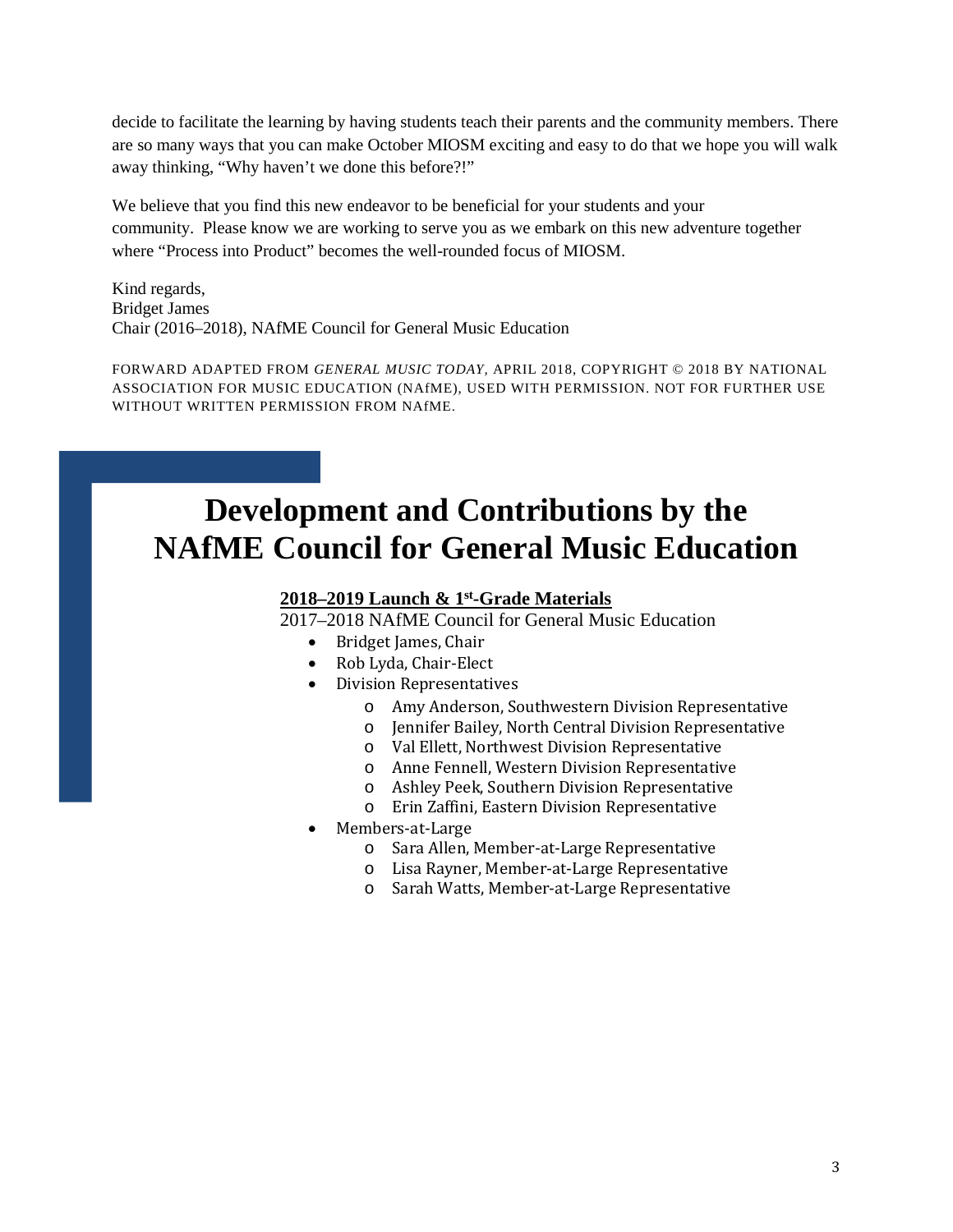decide to facilitate the learning by having students teach their parents and the community members. There are so many ways that you can make October MIOSM exciting and easy to do that we hope you will walk away thinking, "Why haven't we done this before?!"

We believe that you find this new endeavor to be beneficial for your students and your community. Please know we are working to serve you as we embark on this new adventure together where "Process into Product" becomes the well-rounded focus of MIOSM.

Kind regards,
Bridget James
Chair (2016–2018), NAfME Council for General Music Education

FORWARD ADAPTED FROM *GENERAL MUSIC TODAY*, APRIL 2018, COPYRIGHT © 2018 BY NATIONAL ASSOCIATION FOR MUSIC EDUCATION (NAfME), USED WITH PERMISSION. NOT FOR FURTHER USE WITHOUT WRITTEN PERMISSION FROM NAfME.

# Development and Contributions by the NAfME Council for General Music Education

**2018–2019 Launch & 1st-Grade Materials**

2017–2018 NAfME Council for General Music Education

- Bridget James, Chair
- Rob Lyda, Chair-Elect
- Division Representatives
  - Amy Anderson, Southwestern Division Representative
  - Jennifer Bailey, North Central Division Representative
  - Val Ellett, Northwest Division Representative
  - Anne Fennell, Western Division Representative
  - Ashley Peek, Southern Division Representative
  - Erin Zaffini, Eastern Division Representative
- Members-at-Large
  - Sara Allen, Member-at-Large Representative
  - Lisa Rayner, Member-at-Large Representative
  - Sarah Watts, Member-at-Large Representative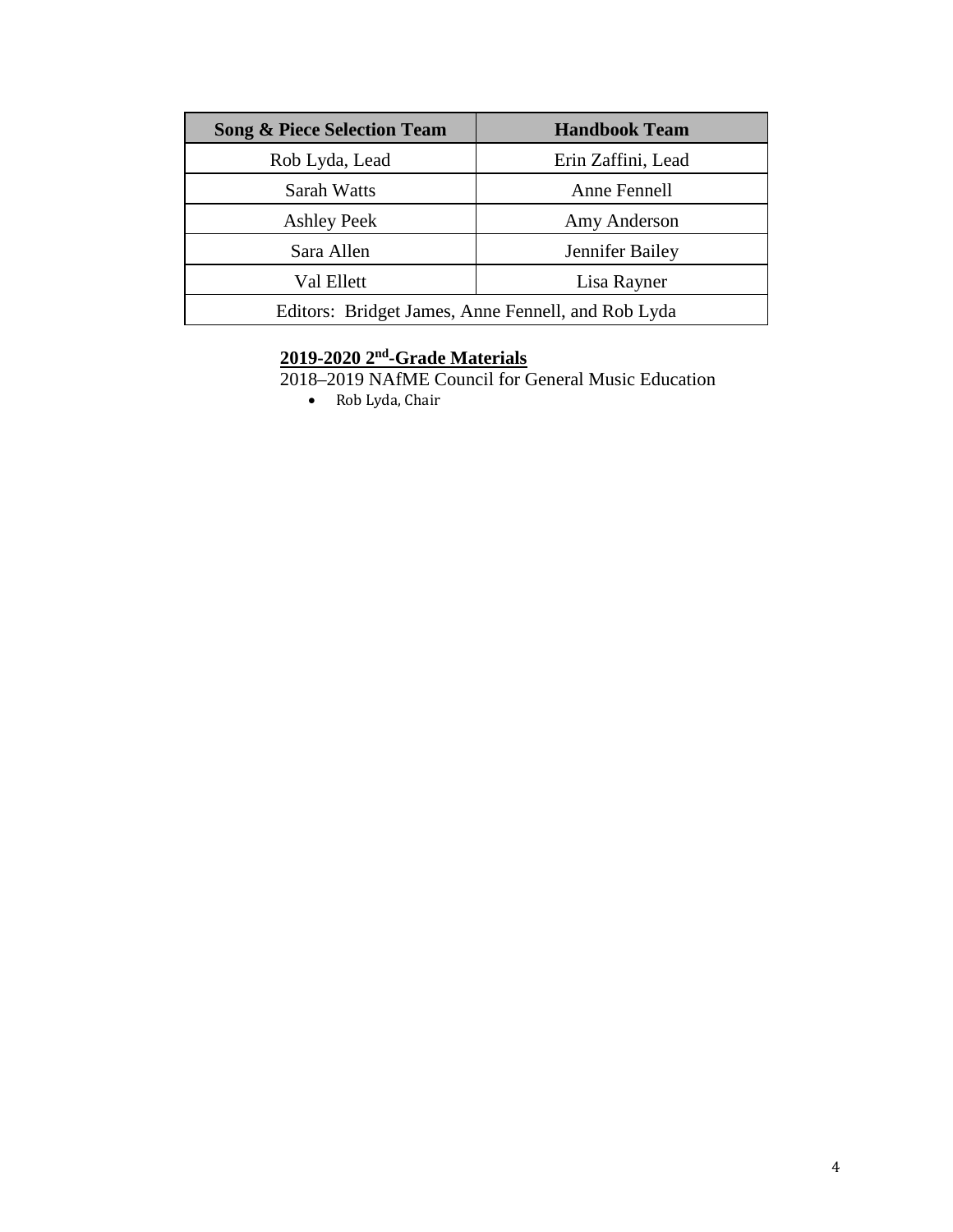| Song & Piece Selection Team | Handbook Team |
| --- | --- |
| Rob Lyda, Lead | Erin Zaffini, Lead |
| Sarah Watts | Anne Fennell |
| Ashley Peek | Amy Anderson |
| Sara Allen | Jennifer Bailey |
| Val Ellett | Lisa Rayner |
| Editors: Bridget James, Anne Fennell, and Rob Lyda | |

**2019-2020 2nd-Grade Materials**

2018–2019 NAfME Council for General Music Education

- Rob Lyda, Chair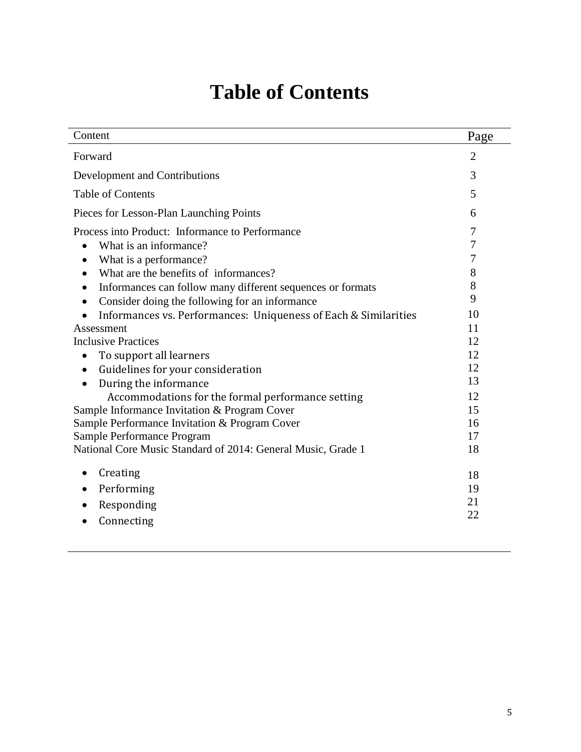# Table of Contents

| Content | Page |
|---|---|
| Forward | 2 |
| Development and Contributions | 3 |
| Table of Contents | 5 |
| Pieces for Lesson-Plan Launching Points | 6 |
| Process into Product: Informance to Performance | 7 |
| • What is an informance? | 7 |
| • What is a performance? | 7 |
| • What are the benefits of informances? | 8 |
| • Informances can follow many different sequences or formats | 8 |
| • Consider doing the following for an informance | 9 |
| • Informances vs. Performances: Uniqueness of Each & Similarities | 10 |
| Assessment | 11 |
| Inclusive Practices | 12 |
| • To support all learners | 12 |
| • Guidelines for your consideration | 12 |
| • During the informance | 13 |
| Accommodations for the formal performance setting | 12 |
| Sample Informance Invitation & Program Cover | 15 |
| Sample Performance Invitation & Program Cover | 16 |
| Sample Performance Program | 17 |
| National Core Music Standard of 2014: General Music, Grade 1 | 18 |
| • Creating | 18 |
| • Performing | 19 |
| • Responding | 21 |
| • Connecting | 22 |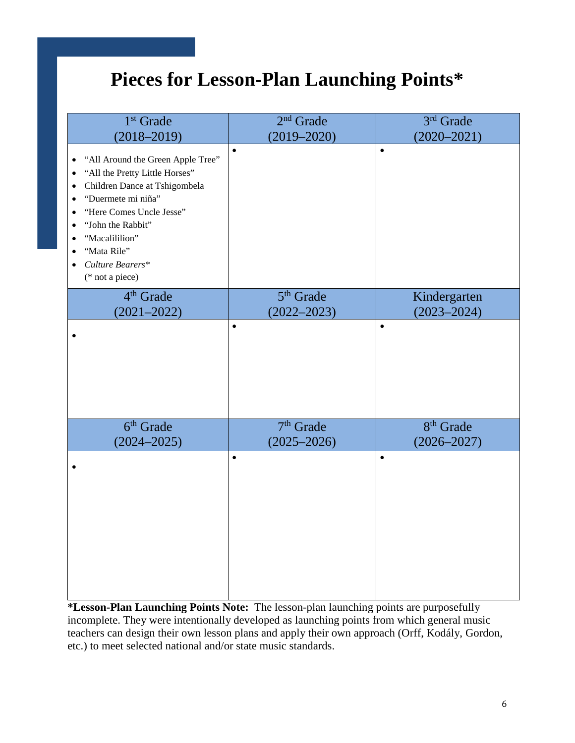# Pieces for Lesson-Plan Launching Points*

| 1st Grade (2018–2019) | 2nd Grade (2019–2020) | 3rd Grade (2020–2021) |
|---|---|---|
| • "All Around the Green Apple Tree"<br>• "All the Pretty Little Horses"<br>• Children Dance at Tshigombela<br>• "Duermete mi niña"<br>• "Here Comes Uncle Jesse"<br>• "John the Rabbit"<br>• "Macalililion"<br>• "Mata Rile"<br>• *Culture Bearers** (* not a piece) | • | • |
| **4th Grade (2021–2022)** | **5th Grade (2022–2023)** | **Kindergarten (2023–2024)** |
| • | • | • |
| **6th Grade (2024–2025)** | **7th Grade (2025–2026)** | **8th Grade (2026–2027)** |
| • | • | • |

**\*Lesson-Plan Launching Points Note:** The lesson-plan launching points are purposefully incomplete. They were intentionally developed as launching points from which general music teachers can design their own lesson plans and apply their own approach (Orff, Kodály, Gordon, etc.) to meet selected national and/or state music standards.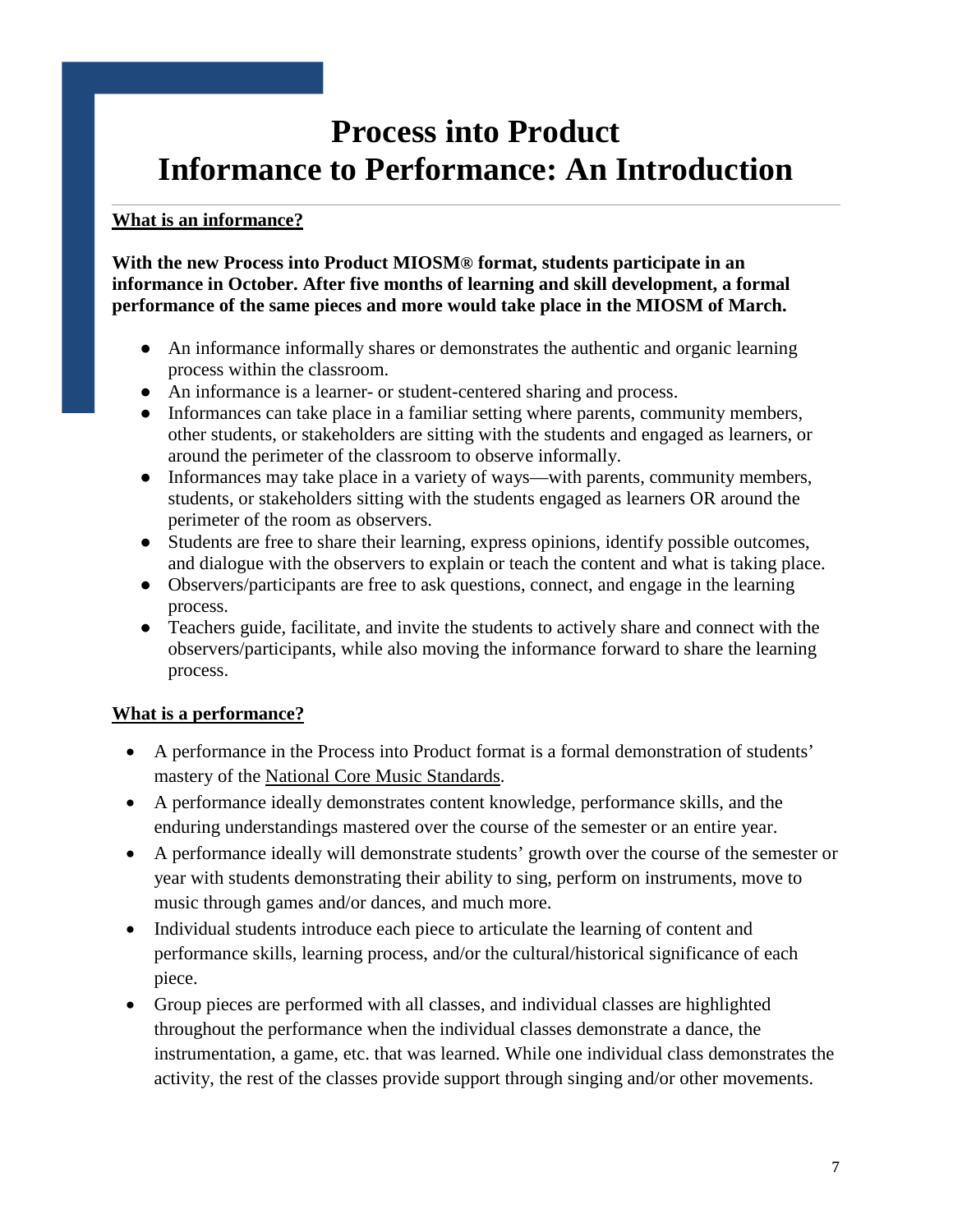# Process into Product
# Informance to Performance: An Introduction

**What is an informance?**

**With the new Process into Product MIOSM® format, students participate in an informance in October. After five months of learning and skill development, a formal performance of the same pieces and more would take place in the MIOSM of March.**

- An informance informally shares or demonstrates the authentic and organic learning process within the classroom.
- An informance is a learner- or student-centered sharing and process.
- Informances can take place in a familiar setting where parents, community members, other students, or stakeholders are sitting with the students and engaged as learners, or around the perimeter of the classroom to observe informally.
- Informances may take place in a variety of ways—with parents, community members, students, or stakeholders sitting with the students engaged as learners OR around the perimeter of the room as observers.
- Students are free to share their learning, express opinions, identify possible outcomes, and dialogue with the observers to explain or teach the content and what is taking place.
- Observers/participants are free to ask questions, connect, and engage in the learning process.
- Teachers guide, facilitate, and invite the students to actively share and connect with the observers/participants, while also moving the informance forward to share the learning process.

**What is a performance?**

- A performance in the Process into Product format is a formal demonstration of students' mastery of the National Core Music Standards.
- A performance ideally demonstrates content knowledge, performance skills, and the enduring understandings mastered over the course of the semester or an entire year.
- A performance ideally will demonstrate students' growth over the course of the semester or year with students demonstrating their ability to sing, perform on instruments, move to music through games and/or dances, and much more.
- Individual students introduce each piece to articulate the learning of content and performance skills, learning process, and/or the cultural/historical significance of each piece.
- Group pieces are performed with all classes, and individual classes are highlighted throughout the performance when the individual classes demonstrate a dance, the instrumentation, a game, etc. that was learned. While one individual class demonstrates the activity, the rest of the classes provide support through singing and/or other movements.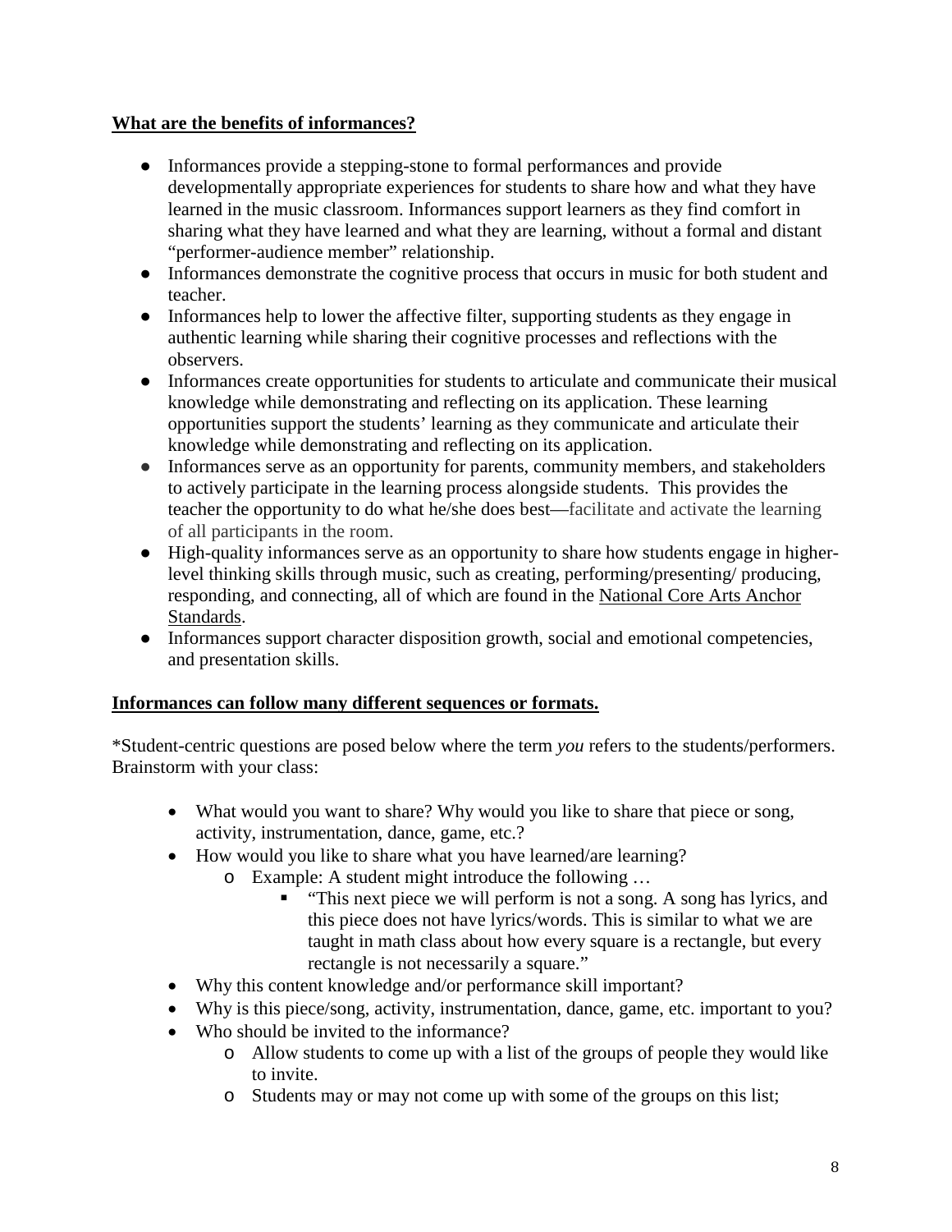**What are the benefits of informances?**

- Informances provide a stepping-stone to formal performances and provide developmentally appropriate experiences for students to share how and what they have learned in the music classroom. Informances support learners as they find comfort in sharing what they have learned and what they are learning, without a formal and distant "performer-audience member" relationship.
- Informances demonstrate the cognitive process that occurs in music for both student and teacher.
- Informances help to lower the affective filter, supporting students as they engage in authentic learning while sharing their cognitive processes and reflections with the observers.
- Informances create opportunities for students to articulate and communicate their musical knowledge while demonstrating and reflecting on its application. These learning opportunities support the students' learning as they communicate and articulate their knowledge while demonstrating and reflecting on its application.
- Informances serve as an opportunity for parents, community members, and stakeholders to actively participate in the learning process alongside students. This provides the teacher the opportunity to do what he/she does best—facilitate and activate the learning of all participants in the room.
- High-quality informances serve as an opportunity to share how students engage in higher-level thinking skills through music, such as creating, performing/presenting/ producing, responding, and connecting, all of which are found in the National Core Arts Anchor Standards.
- Informances support character disposition growth, social and emotional competencies, and presentation skills.

**Informances can follow many different sequences or formats.**

*Student-centric questions are posed below where the term *you* refers to the students/performers. Brainstorm with your class:

- What would you want to share? Why would you like to share that piece or song, activity, instrumentation, dance, game, etc.?
- How would you like to share what you have learned/are learning?
  - Example: A student might introduce the following …
    - "This next piece we will perform is not a song. A song has lyrics, and this piece does not have lyrics/words. This is similar to what we are taught in math class about how every square is a rectangle, but every rectangle is not necessarily a square."
- Why this content knowledge and/or performance skill important?
- Why is this piece/song, activity, instrumentation, dance, game, etc. important to you?
- Who should be invited to the informance?
  - Allow students to come up with a list of the groups of people they would like to invite.
  - Students may or may not come up with some of the groups on this list;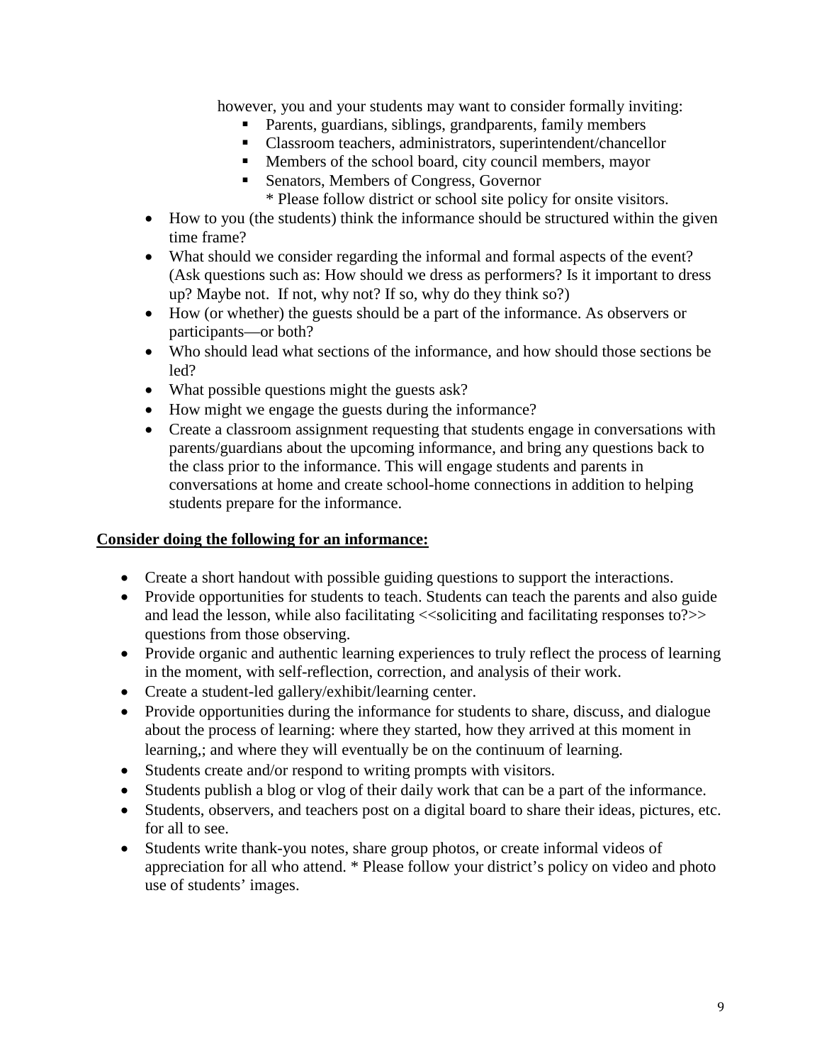however, you and your students may want to consider formally inviting:

- Parents, guardians, siblings, grandparents, family members
- Classroom teachers, administrators, superintendent/chancellor
- Members of the school board, city council members, mayor
- Senators, Members of Congress, Governor
  * Please follow district or school site policy for onsite visitors.

- How to you (the students) think the informance should be structured within the given time frame?
- What should we consider regarding the informal and formal aspects of the event? (Ask questions such as: How should we dress as performers? Is it important to dress up? Maybe not. If not, why not? If so, why do they think so?)
- How (or whether) the guests should be a part of the informance. As observers or participants—or both?
- Who should lead what sections of the informance, and how should those sections be led?
- What possible questions might the guests ask?
- How might we engage the guests during the informance?
- Create a classroom assignment requesting that students engage in conversations with parents/guardians about the upcoming informance, and bring any questions back to the class prior to the informance. This will engage students and parents in conversations at home and create school-home connections in addition to helping students prepare for the informance.

**Consider doing the following for an informance:**

- Create a short handout with possible guiding questions to support the interactions.
- Provide opportunities for students to teach. Students can teach the parents and also guide and lead the lesson, while also facilitating <<soliciting and facilitating responses to?>> questions from those observing.
- Provide organic and authentic learning experiences to truly reflect the process of learning in the moment, with self-reflection, correction, and analysis of their work.
- Create a student-led gallery/exhibit/learning center.
- Provide opportunities during the informance for students to share, discuss, and dialogue about the process of learning: where they started, how they arrived at this moment in learning,; and where they will eventually be on the continuum of learning.
- Students create and/or respond to writing prompts with visitors.
- Students publish a blog or vlog of their daily work that can be a part of the informance.
- Students, observers, and teachers post on a digital board to share their ideas, pictures, etc. for all to see.
- Students write thank-you notes, share group photos, or create informal videos of appreciation for all who attend. * Please follow your district's policy on video and photo use of students' images.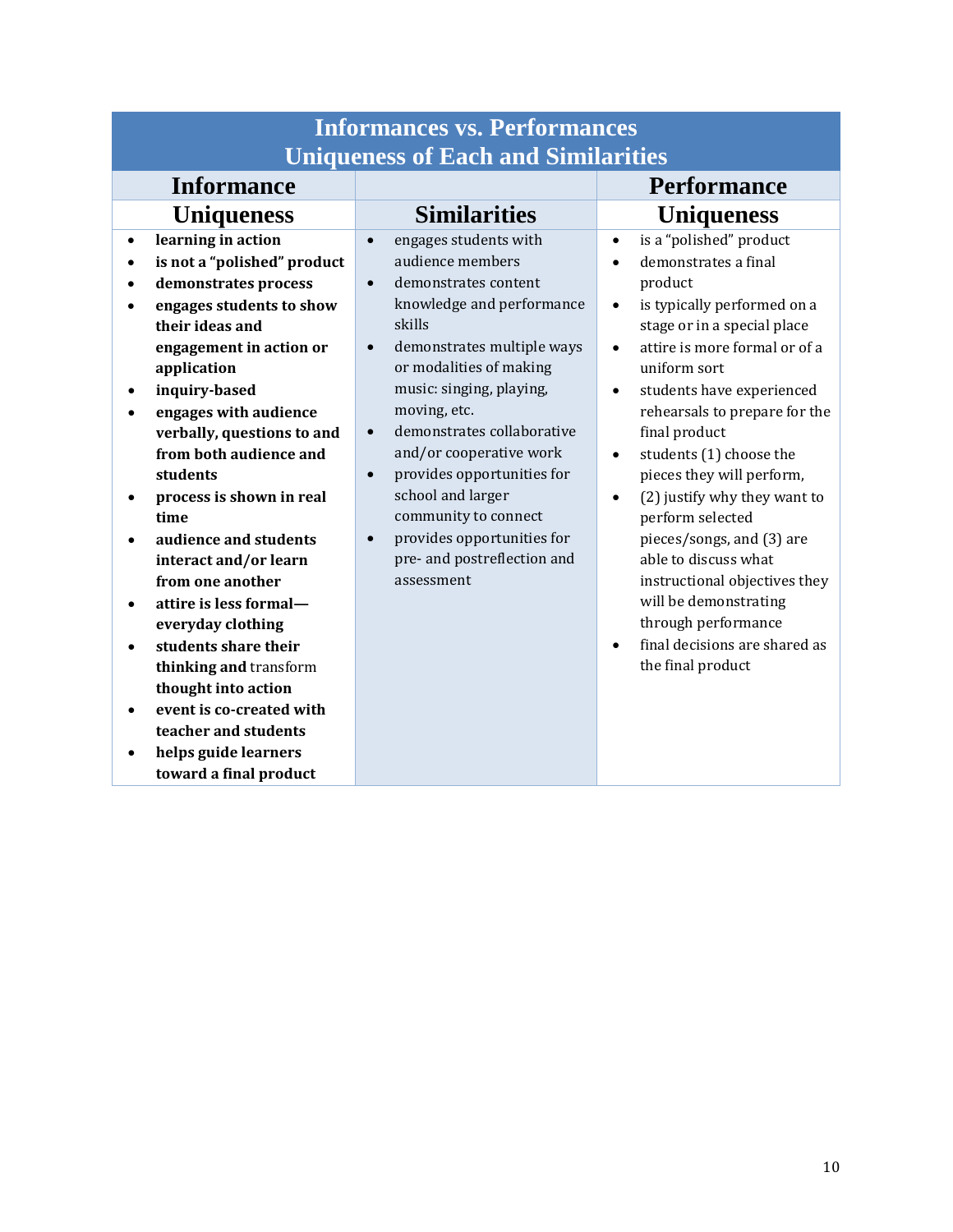| Informances vs. Performances<br>Uniqueness of Each and Similarities | | |
|---|---|---|
| **Informance** | | **Performance** |
| **Uniqueness** | **Similarities** | **Uniqueness** |
| • **learning in action**<br>• **is not a "polished" product**<br>• **demonstrates process**<br>• **engages students to show their ideas and engagement in action or application**<br>• **inquiry-based**<br>• **engages with audience verbally, questions to and from both audience and students**<br>• **process is shown in real time**<br>• **audience and students interact and/or learn from one another**<br>• **attire is less formal—everyday clothing**<br>• **students share their thinking and** transform **thought into action**<br>• **event is co-created with teacher and students**<br>• **helps guide learners toward a final product** | • engages students with audience members<br>• demonstrates content knowledge and performance skills<br>• demonstrates multiple ways or modalities of making music: singing, playing, moving, etc.<br>• demonstrates collaborative and/or cooperative work<br>• provides opportunities for school and larger community to connect<br>• provides opportunities for pre- and postreflection and assessment | • is a "polished" product<br>• demonstrates a final product<br>• is typically performed on a stage or in a special place<br>• attire is more formal or of a uniform sort<br>• students have experienced rehearsals to prepare for the final product<br>• students (1) choose the pieces they will perform,<br>• (2) justify why they want to perform selected pieces/songs, and (3) are able to discuss what instructional objectives they will be demonstrating through performance<br>• final decisions are shared as the final product |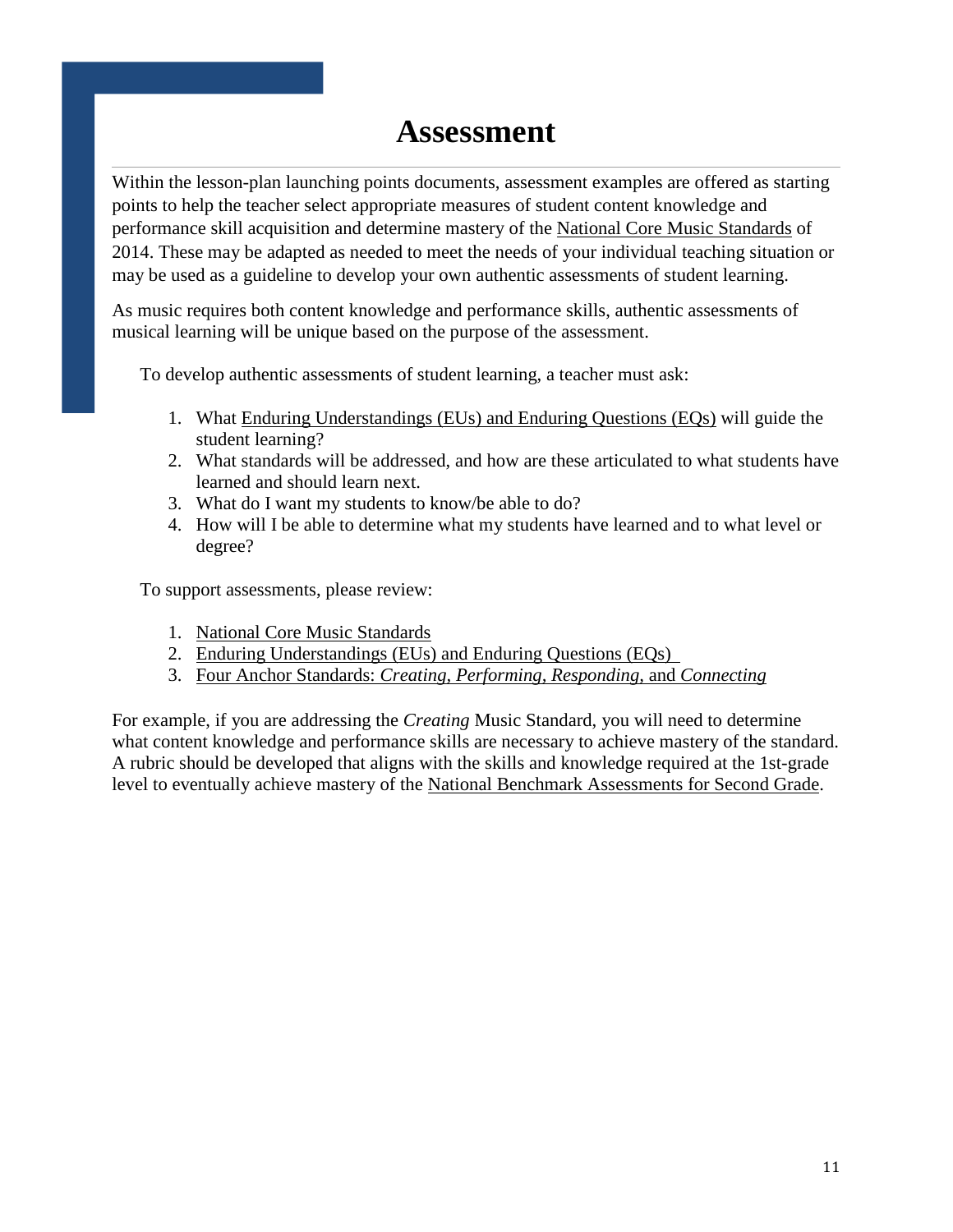# Assessment

Within the lesson-plan launching points documents, assessment examples are offered as starting points to help the teacher select appropriate measures of student content knowledge and performance skill acquisition and determine mastery of the National Core Music Standards of 2014. These may be adapted as needed to meet the needs of your individual teaching situation or may be used as a guideline to develop your own authentic assessments of student learning.

As music requires both content knowledge and performance skills, authentic assessments of musical learning will be unique based on the purpose of the assessment.

To develop authentic assessments of student learning, a teacher must ask:

1. What Enduring Understandings (EUs) and Enduring Questions (EQs) will guide the student learning?
2. What standards will be addressed, and how are these articulated to what students have learned and should learn next.
3. What do I want my students to know/be able to do?
4. How will I be able to determine what my students have learned and to what level or degree?

To support assessments, please review:

1. National Core Music Standards
2. Enduring Understandings (EUs) and Enduring Questions (EQs)
3. Four Anchor Standards: *Creating, Performing, Responding,* and *Connecting*

For example, if you are addressing the *Creating* Music Standard, you will need to determine what content knowledge and performance skills are necessary to achieve mastery of the standard. A rubric should be developed that aligns with the skills and knowledge required at the 1st-grade level to eventually achieve mastery of the National Benchmark Assessments for Second Grade.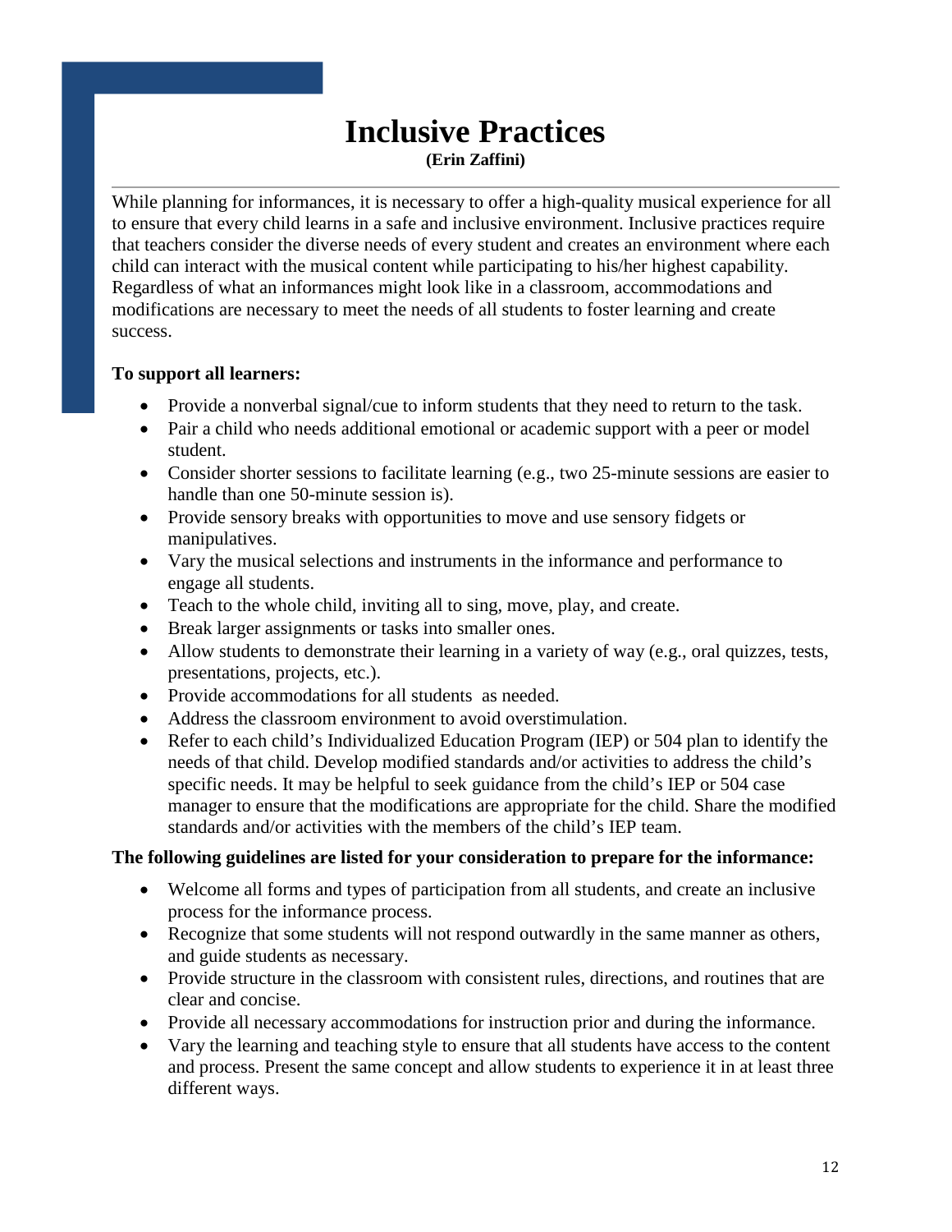# Inclusive Practices

**(Erin Zaffini)**

While planning for informances, it is necessary to offer a high-quality musical experience for all to ensure that every child learns in a safe and inclusive environment. Inclusive practices require that teachers consider the diverse needs of every student and creates an environment where each child can interact with the musical content while participating to his/her highest capability. Regardless of what an informances might look like in a classroom, accommodations and modifications are necessary to meet the needs of all students to foster learning and create success.

**To support all learners:**

- Provide a nonverbal signal/cue to inform students that they need to return to the task.
- Pair a child who needs additional emotional or academic support with a peer or model student.
- Consider shorter sessions to facilitate learning (e.g., two 25-minute sessions are easier to handle than one 50-minute session is).
- Provide sensory breaks with opportunities to move and use sensory fidgets or manipulatives.
- Vary the musical selections and instruments in the informance and performance to engage all students.
- Teach to the whole child, inviting all to sing, move, play, and create.
- Break larger assignments or tasks into smaller ones.
- Allow students to demonstrate their learning in a variety of way (e.g., oral quizzes, tests, presentations, projects, etc.).
- Provide accommodations for all students as needed.
- Address the classroom environment to avoid overstimulation.
- Refer to each child's Individualized Education Program (IEP) or 504 plan to identify the needs of that child. Develop modified standards and/or activities to address the child's specific needs. It may be helpful to seek guidance from the child's IEP or 504 case manager to ensure that the modifications are appropriate for the child. Share the modified standards and/or activities with the members of the child's IEP team.

**The following guidelines are listed for your consideration to prepare for the informance:**

- Welcome all forms and types of participation from all students, and create an inclusive process for the informance process.
- Recognize that some students will not respond outwardly in the same manner as others, and guide students as necessary.
- Provide structure in the classroom with consistent rules, directions, and routines that are clear and concise.
- Provide all necessary accommodations for instruction prior and during the informance.
- Vary the learning and teaching style to ensure that all students have access to the content and process. Present the same concept and allow students to experience it in at least three different ways.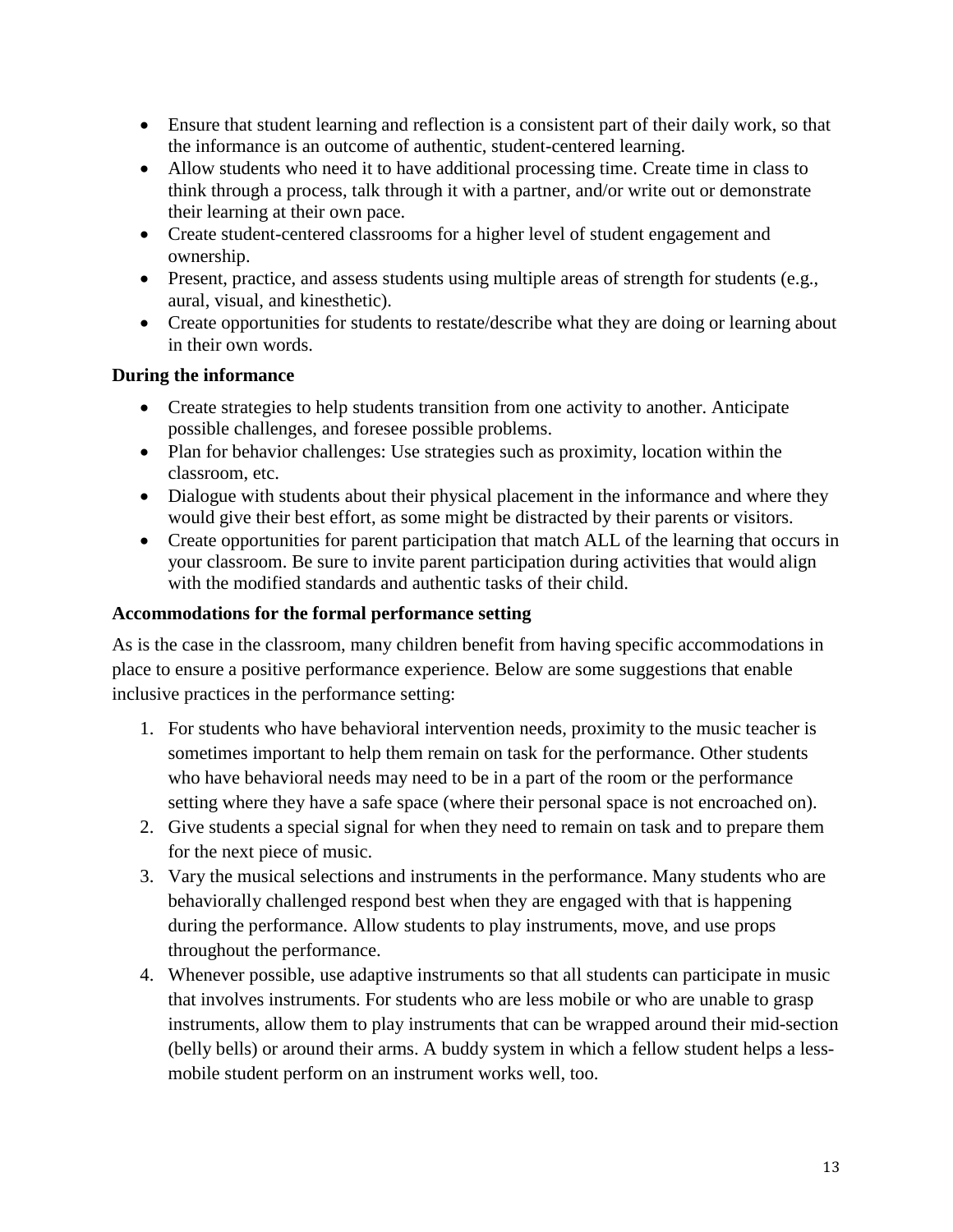- Ensure that student learning and reflection is a consistent part of their daily work, so that the informance is an outcome of authentic, student-centered learning.
- Allow students who need it to have additional processing time. Create time in class to think through a process, talk through it with a partner, and/or write out or demonstrate their learning at their own pace.
- Create student-centered classrooms for a higher level of student engagement and ownership.
- Present, practice, and assess students using multiple areas of strength for students (e.g., aural, visual, and kinesthetic).
- Create opportunities for students to restate/describe what they are doing or learning about in their own words.

**During the informance**

- Create strategies to help students transition from one activity to another. Anticipate possible challenges, and foresee possible problems.
- Plan for behavior challenges: Use strategies such as proximity, location within the classroom, etc.
- Dialogue with students about their physical placement in the informance and where they would give their best effort, as some might be distracted by their parents or visitors.
- Create opportunities for parent participation that match ALL of the learning that occurs in your classroom. Be sure to invite parent participation during activities that would align with the modified standards and authentic tasks of their child.

**Accommodations for the formal performance setting**

As is the case in the classroom, many children benefit from having specific accommodations in place to ensure a positive performance experience. Below are some suggestions that enable inclusive practices in the performance setting:

1. For students who have behavioral intervention needs, proximity to the music teacher is sometimes important to help them remain on task for the performance. Other students who have behavioral needs may need to be in a part of the room or the performance setting where they have a safe space (where their personal space is not encroached on).
2. Give students a special signal for when they need to remain on task and to prepare them for the next piece of music.
3. Vary the musical selections and instruments in the performance. Many students who are behaviorally challenged respond best when they are engaged with that is happening during the performance. Allow students to play instruments, move, and use props throughout the performance.
4. Whenever possible, use adaptive instruments so that all students can participate in music that involves instruments. For students who are less mobile or who are unable to grasp instruments, allow them to play instruments that can be wrapped around their mid-section (belly bells) or around their arms. A buddy system in which a fellow student helps a less-mobile student perform on an instrument works well, too.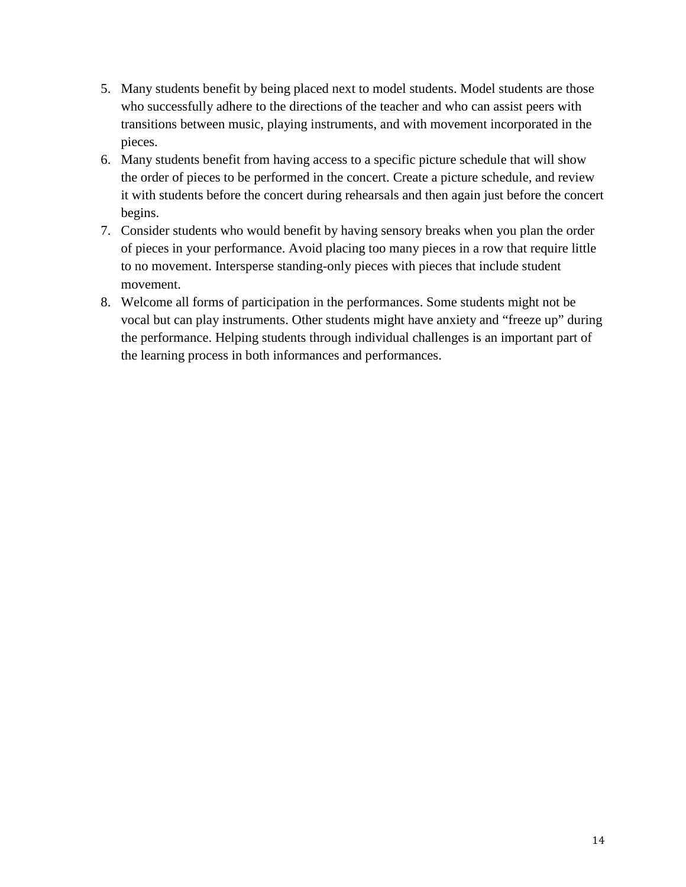5. Many students benefit by being placed next to model students. Model students are those who successfully adhere to the directions of the teacher and who can assist peers with transitions between music, playing instruments, and with movement incorporated in the pieces.
6. Many students benefit from having access to a specific picture schedule that will show the order of pieces to be performed in the concert. Create a picture schedule, and review it with students before the concert during rehearsals and then again just before the concert begins.
7. Consider students who would benefit by having sensory breaks when you plan the order of pieces in your performance. Avoid placing too many pieces in a row that require little to no movement. Intersperse standing-only pieces with pieces that include student movement.
8. Welcome all forms of participation in the performances. Some students might not be vocal but can play instruments. Other students might have anxiety and "freeze up" during the performance. Helping students through individual challenges is an important part of the learning process in both informances and performances.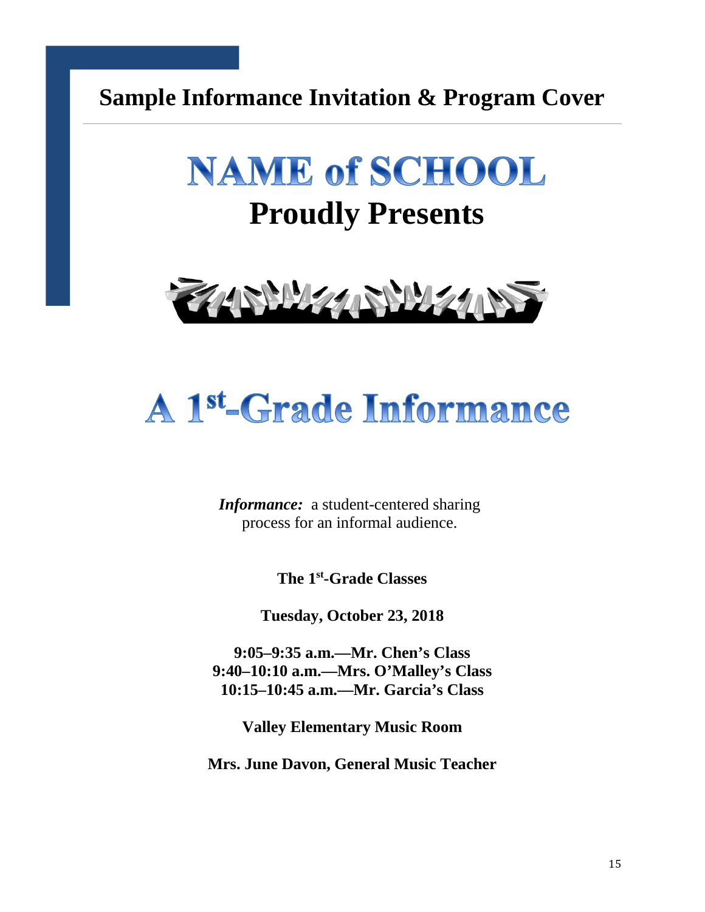## Sample Informance Invitation & Program Cover

# NAME of SCHOOL

## Proudly Presents

# A 1st-Grade Informance

***Informance:*** a student-centered sharing process for an informal audience.

**The 1st-Grade Classes**

**Tuesday, October 23, 2018**

**9:05–9:35 a.m.—Mr. Chen's Class**
**9:40–10:10 a.m.—Mrs. O'Malley's Class**
**10:15–10:45 a.m.—Mr. Garcia's Class**

**Valley Elementary Music Room**

**Mrs. June Davon, General Music Teacher**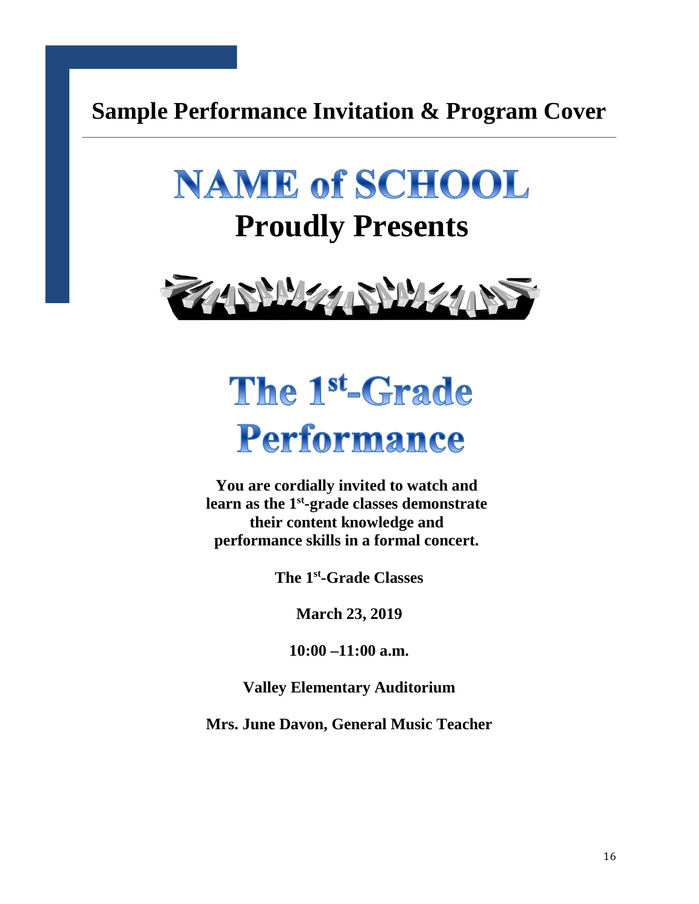## Sample Performance Invitation & Program Cover

# NAME of SCHOOL

## Proudly Presents

# The 1st-Grade Performance

**You are cordially invited to watch and learn as the 1st-grade classes demonstrate their content knowledge and performance skills in a formal concert.**

**The 1st-Grade Classes**

**March 23, 2019**

**10:00 –11:00 a.m.**

**Valley Elementary Auditorium**

**Mrs. June Davon, General Music Teacher**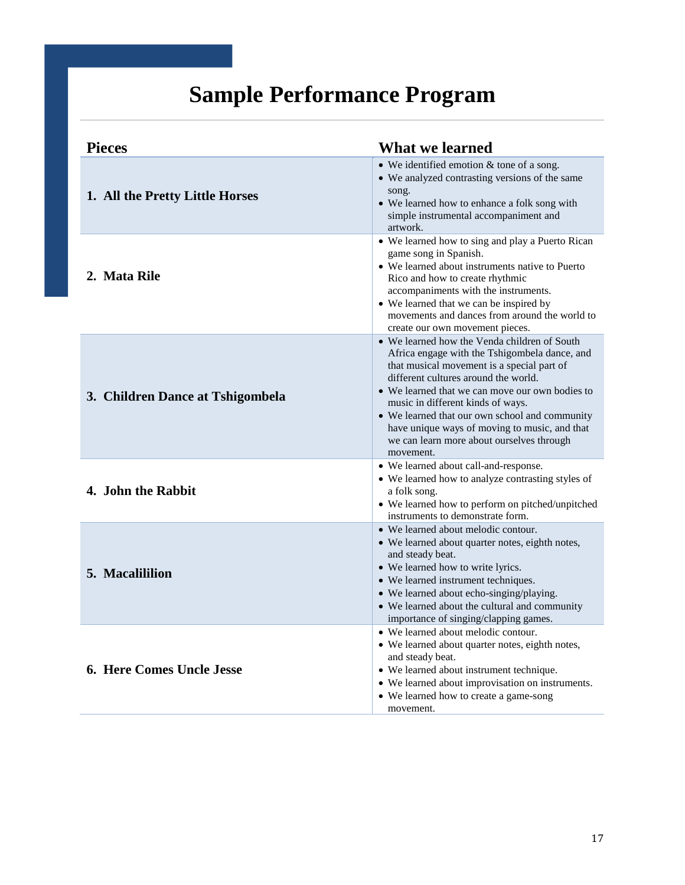# Sample Performance Program

| Pieces | What we learned |
| --- | --- |
| **1. All the Pretty Little Horses** | • We identified emotion & tone of a song.<br>• We analyzed contrasting versions of the same song.<br>• We learned how to enhance a folk song with simple instrumental accompaniment and artwork. |
| **2. Mata Rile** | • We learned how to sing and play a Puerto Rican game song in Spanish.<br>• We learned about instruments native to Puerto Rico and how to create rhythmic accompaniments with the instruments.<br>• We learned that we can be inspired by movements and dances from around the world to create our own movement pieces. |
| **3. Children Dance at Tshigombela** | • We learned how the Venda children of South Africa engage with the Tshigombela dance, and that musical movement is a special part of different cultures around the world.<br>• We learned that we can move our own bodies to music in different kinds of ways.<br>• We learned that our own school and community have unique ways of moving to music, and that we can learn more about ourselves through movement. |
| **4. John the Rabbit** | • We learned about call-and-response.<br>• We learned how to analyze contrasting styles of a folk song.<br>• We learned how to perform on pitched/unpitched instruments to demonstrate form. |
| **5. Macalililion** | • We learned about melodic contour.<br>• We learned about quarter notes, eighth notes, and steady beat.<br>• We learned how to write lyrics.<br>• We learned instrument techniques.<br>• We learned about echo-singing/playing.<br>• We learned about the cultural and community importance of singing/clapping games. |
| **6. Here Comes Uncle Jesse** | • We learned about melodic contour.<br>• We learned about quarter notes, eighth notes, and steady beat.<br>• We learned about instrument technique.<br>• We learned about improvisation on instruments.<br>• We learned how to create a game-song movement. |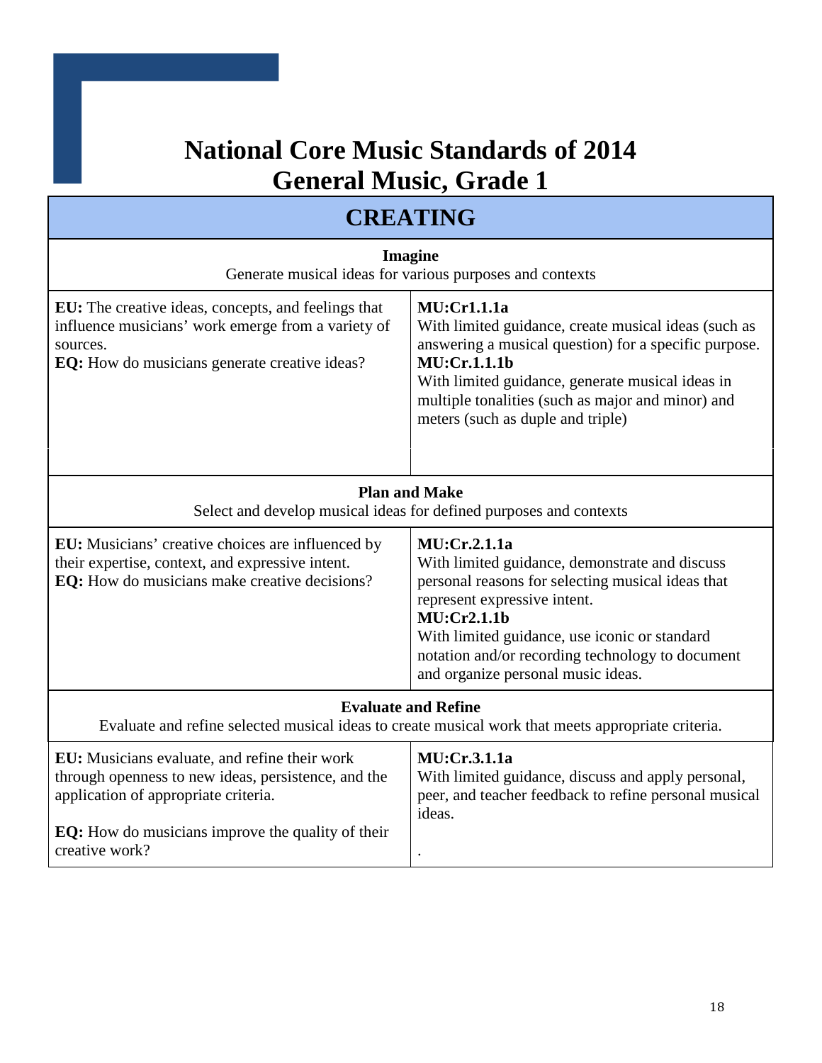# National Core Music Standards of 2014
# General Music, Grade 1

## CREATING

| **Imagine**<br>Generate musical ideas for various purposes and contexts | |
|---|---|
| **EU:** The creative ideas, concepts, and feelings that influence musicians' work emerge from a variety of sources.<br>**EQ:** How do musicians generate creative ideas? | **MU:Cr1.1.1a**<br>With limited guidance, create musical ideas (such as answering a musical question) for a specific purpose.<br>**MU:Cr.1.1.1b**<br>With limited guidance, generate musical ideas in multiple tonalities (such as major and minor) and meters (such as duple and triple) |
| **Plan and Make**<br>Select and develop musical ideas for defined purposes and contexts | |
| **EU:** Musicians' creative choices are influenced by their expertise, context, and expressive intent.<br>**EQ:** How do musicians make creative decisions? | **MU:Cr.2.1.1a**<br>With limited guidance, demonstrate and discuss personal reasons for selecting musical ideas that represent expressive intent.<br>**MU:Cr2.1.1b**<br>With limited guidance, use iconic or standard notation and/or recording technology to document and organize personal music ideas. |
| **Evaluate and Refine**<br>Evaluate and refine selected musical ideas to create musical work that meets appropriate criteria. | |
| **EU:** Musicians evaluate, and refine their work through openness to new ideas, persistence, and the application of appropriate criteria.<br><br>**EQ:** How do musicians improve the quality of their creative work? | **MU:Cr.3.1.1a**<br>With limited guidance, discuss and apply personal, peer, and teacher feedback to refine personal musical ideas.<br><br>. |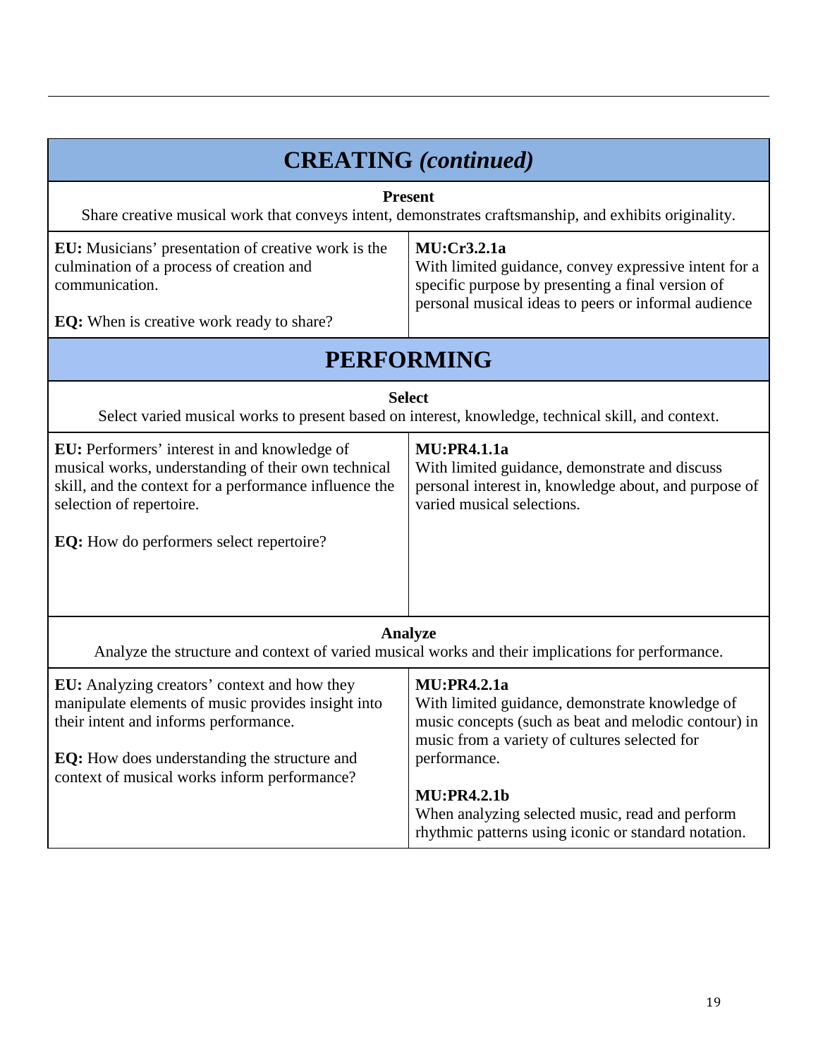## CREATING *(continued)*

**Present**

Share creative musical work that conveys intent, demonstrates craftsmanship, and exhibits originality.

| | |
|---|---|
| **EU:** Musicians' presentation of creative work is the culmination of a process of creation and communication.<br><br>**EQ:** When is creative work ready to share? | **MU:Cr3.2.1a**<br>With limited guidance, convey expressive intent for a specific purpose by presenting a final version of personal musical ideas to peers or informal audience |

## PERFORMING

**Select**

Select varied musical works to present based on interest, knowledge, technical skill, and context.

| | |
|---|---|
| **EU:** Performers' interest in and knowledge of musical works, understanding of their own technical skill, and the context for a performance influence the selection of repertoire.<br><br>**EQ:** How do performers select repertoire? | **MU:PR4.1.1a**<br>With limited guidance, demonstrate and discuss personal interest in, knowledge about, and purpose of varied musical selections. |

**Analyze**

Analyze the structure and context of varied musical works and their implications for performance.

| | |
|---|---|
| **EU:** Analyzing creators' context and how they manipulate elements of music provides insight into their intent and informs performance.<br><br>**EQ:** How does understanding the structure and context of musical works inform performance? | **MU:PR4.2.1a**<br>With limited guidance, demonstrate knowledge of music concepts (such as beat and melodic contour) in music from a variety of cultures selected for performance.<br><br>**MU:PR4.2.1b**<br>When analyzing selected music, read and perform rhythmic patterns using iconic or standard notation. |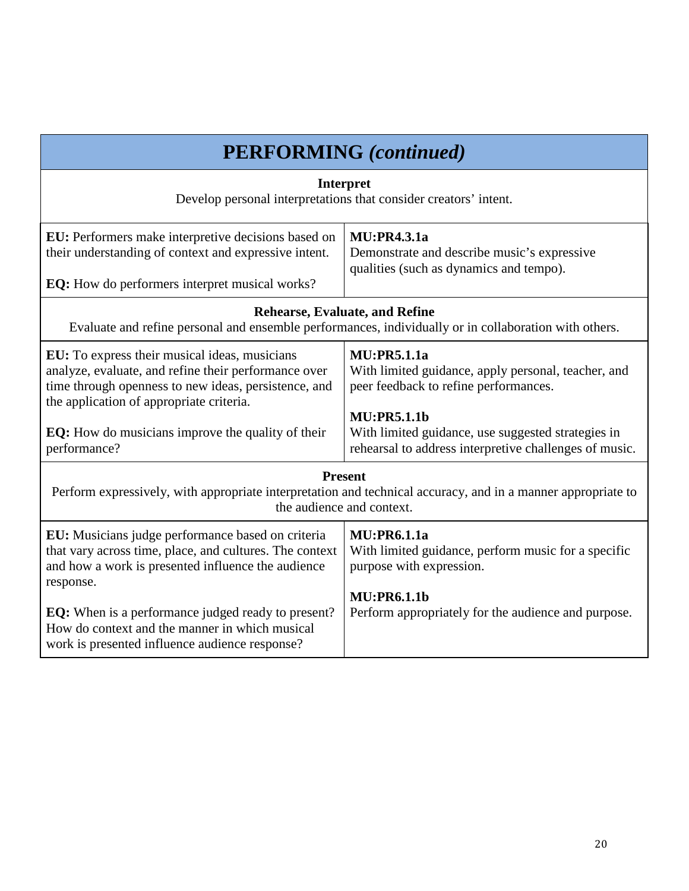## PERFORMING *(continued)*

| **Interpret**<br>Develop personal interpretations that consider creators' intent. | |
|---|---|
| **EU:** Performers make interpretive decisions based on their understanding of context and expressive intent.<br><br>**EQ:** How do performers interpret musical works? | **MU:PR4.3.1a**<br>Demonstrate and describe music's expressive qualities (such as dynamics and tempo). |
| **Rehearse, Evaluate, and Refine**<br>Evaluate and refine personal and ensemble performances, individually or in collaboration with others. | |
| **EU:** To express their musical ideas, musicians analyze, evaluate, and refine their performance over time through openness to new ideas, persistence, and the application of appropriate criteria.<br><br>**EQ:** How do musicians improve the quality of their performance? | **MU:PR5.1.1a**<br>With limited guidance, apply personal, teacher, and peer feedback to refine performances.<br><br>**MU:PR5.1.1b**<br>With limited guidance, use suggested strategies in rehearsal to address interpretive challenges of music. |
| **Present**<br>Perform expressively, with appropriate interpretation and technical accuracy, and in a manner appropriate to the audience and context. | |
| **EU:** Musicians judge performance based on criteria that vary across time, place, and cultures. The context and how a work is presented influence the audience response.<br><br>**EQ:** When is a performance judged ready to present? How do context and the manner in which musical work is presented influence audience response? | **MU:PR6.1.1a**<br>With limited guidance, perform music for a specific purpose with expression.<br><br>**MU:PR6.1.1b**<br>Perform appropriately for the audience and purpose. |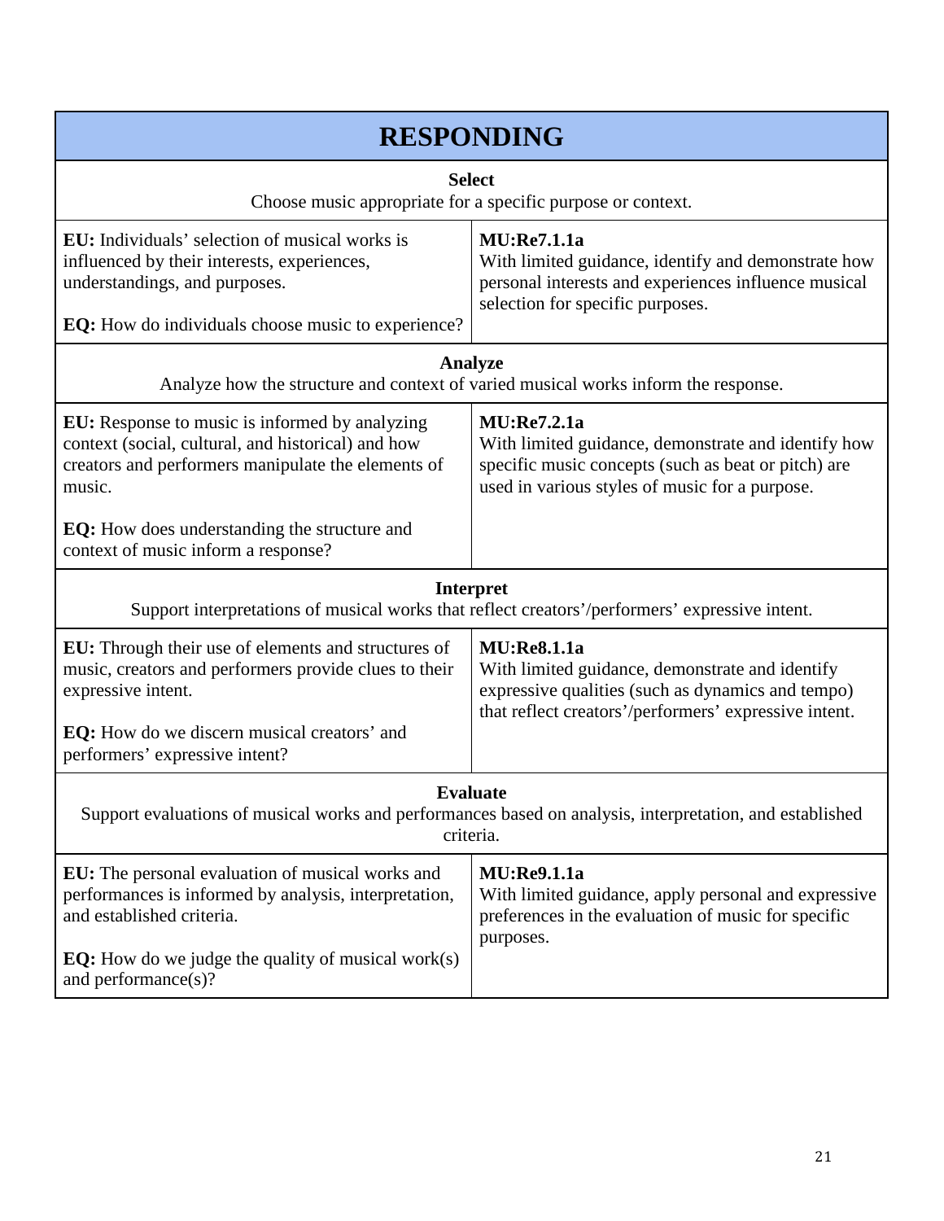# RESPONDING

| **Select**<br>Choose music appropriate for a specific purpose or context. | |
|---|---|
| **EU:** Individuals' selection of musical works is influenced by their interests, experiences, understandings, and purposes.<br><br>**EQ:** How do individuals choose music to experience? | **MU:Re7.1.1a**<br>With limited guidance, identify and demonstrate how personal interests and experiences influence musical selection for specific purposes. |
| **Analyze**<br>Analyze how the structure and context of varied musical works inform the response. | |
| **EU:** Response to music is informed by analyzing context (social, cultural, and historical) and how creators and performers manipulate the elements of music.<br><br>**EQ:** How does understanding the structure and context of music inform a response? | **MU:Re7.2.1a**<br>With limited guidance, demonstrate and identify how specific music concepts (such as beat or pitch) are used in various styles of music for a purpose. |
| **Interpret**<br>Support interpretations of musical works that reflect creators'/performers' expressive intent. | |
| **EU:** Through their use of elements and structures of music, creators and performers provide clues to their expressive intent.<br><br>**EQ:** How do we discern musical creators' and performers' expressive intent? | **MU:Re8.1.1a**<br>With limited guidance, demonstrate and identify expressive qualities (such as dynamics and tempo) that reflect creators'/performers' expressive intent. |
| **Evaluate**<br>Support evaluations of musical works and performances based on analysis, interpretation, and established criteria. | |
| **EU:** The personal evaluation of musical works and performances is informed by analysis, interpretation, and established criteria.<br><br>**EQ:** How do we judge the quality of musical work(s) and performance(s)? | **MU:Re9.1.1a**<br>With limited guidance, apply personal and expressive preferences in the evaluation of music for specific purposes. |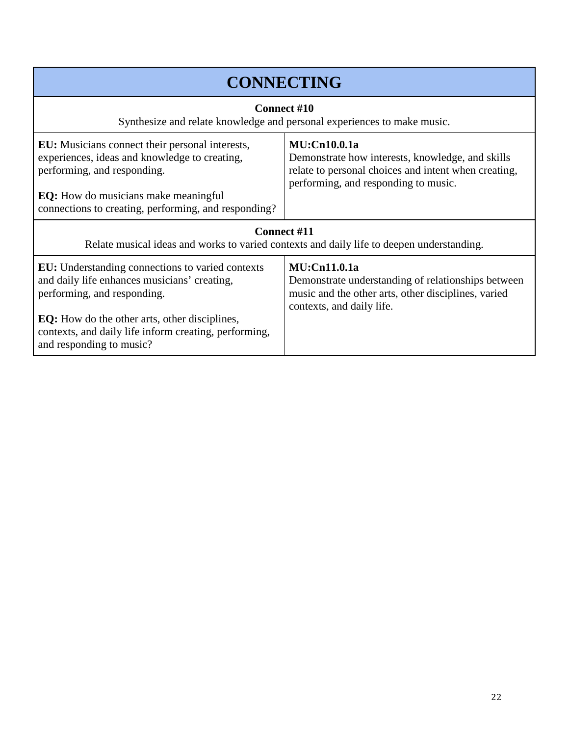# CONNECTING

| | |
|---|---|
| **Connect #10**<br>Synthesize and relate knowledge and personal experiences to make music. | |
| **EU:** Musicians connect their personal interests, experiences, ideas and knowledge to creating, performing, and responding.<br><br>**EQ:** How do musicians make meaningful connections to creating, performing, and responding? | **MU:Cn10.0.1a**<br>Demonstrate how interests, knowledge, and skills relate to personal choices and intent when creating, performing, and responding to music. |
| **Connect #11**<br>Relate musical ideas and works to varied contexts and daily life to deepen understanding. | |
| **EU:** Understanding connections to varied contexts and daily life enhances musicians' creating, performing, and responding.<br><br>**EQ:** How do the other arts, other disciplines, contexts, and daily life inform creating, performing, and responding to music? | **MU:Cn11.0.1a**<br>Demonstrate understanding of relationships between music and the other arts, other disciplines, varied contexts, and daily life. |